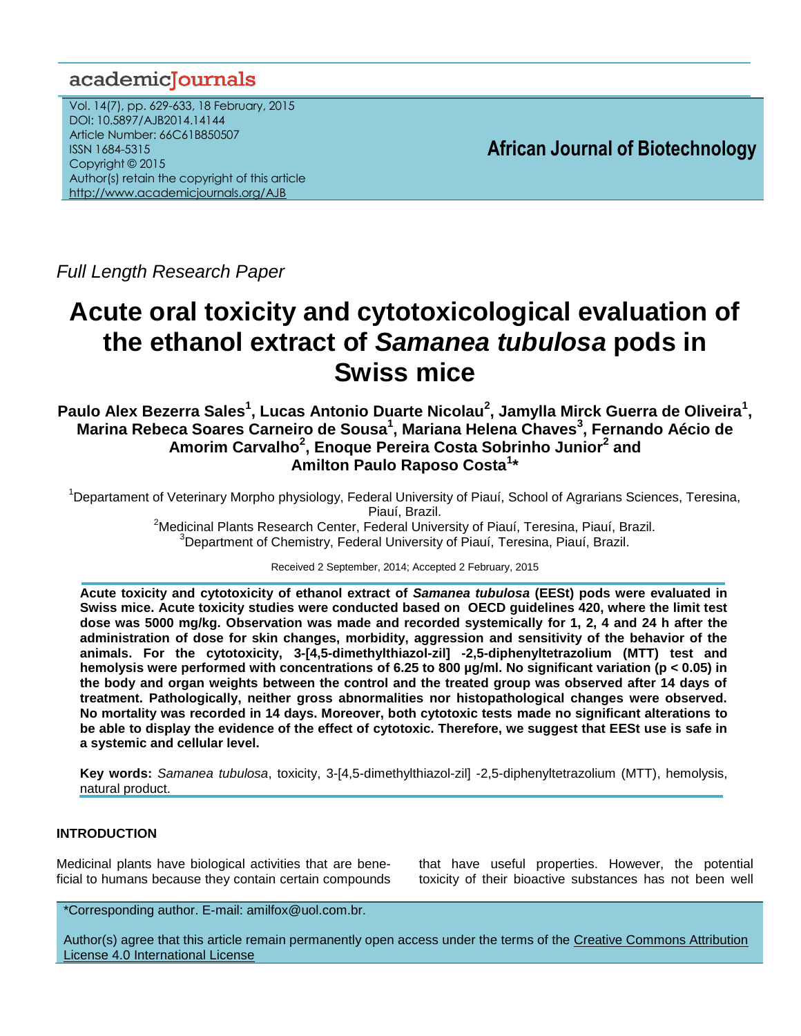Full Length Research Paper

# Acute oral toxicity and cytotoxicological evaluation of the ethanol extract of *Samanea tubulosa* pods in Swiss mice

**Paulo Alex Bezerra Sales[1], Lucas Antonio Duarte Nicolau[2], Jamylla Mirck Guerra de Oliveira[1], Marina Rebeca Soares Carneiro de Sousa[1], Mariana Helena Chaves[3], Fernando Aécio de Amorim Carvalho[2], Enoque Pereira Costa Sobrinho Junior[2] and Amilton Paulo Raposo Costa[1]\***

[1]Departament of Veterinary Morpho physiology, Federal University of Piauí, School of Agrarians Sciences, Teresina, Piauí, Brazil.
[2]Medicinal Plants Research Center, Federal University of Piauí, Teresina, Piauí, Brazil.
[3]Department of Chemistry, Federal University of Piauí, Teresina, Piauí, Brazil.

Received 2 September, 2014; Accepted 2 February, 2015

**Acute toxicity and cytotoxicity of ethanol extract of *Samanea tubulosa* (EESt) pods were evaluated in Swiss mice. Acute toxicity studies were conducted based on OECD guidelines 420, where the limit test dose was 5000 mg/kg. Observation was made and recorded systemically for 1, 2, 4 and 24 h after the administration of dose for skin changes, morbidity, aggression and sensitivity of the behavior of the animals. For the cytotoxicity, 3-[4,5-dimethylthiazol-zil] -2,5-diphenyltetrazolium (MTT) test and hemolysis were performed with concentrations of 6.25 to 800 µg/ml. No significant variation ($p < 0.05$) in the body and organ weights between the control and the treated group was observed after 14 days of treatment. Pathologically, neither gross abnormalities nor histopathological changes were observed. No mortality was recorded in 14 days. Moreover, both cytotoxic tests made no significant alterations to be able to display the evidence of the effect of cytotoxic. Therefore, we suggest that EESt use is safe in a systemic and cellular level.**

**Key words:** *Samanea tubulosa*, toxicity, 3-[4,5-dimethylthiazol-zil] -2,5-diphenyltetrazolium (MTT), hemolysis, natural product.

## INTRODUCTION

Medicinal plants have biological activities that are beneficial to humans because they contain certain compounds that have useful properties. However, the potential toxicity of their bioactive substances has not been well

\*Corresponding author. E-mail: amilfox@uol.com.br.

Author(s) agree that this article remain permanently open access under the terms of the Creative Commons Attribution License 4.0 International License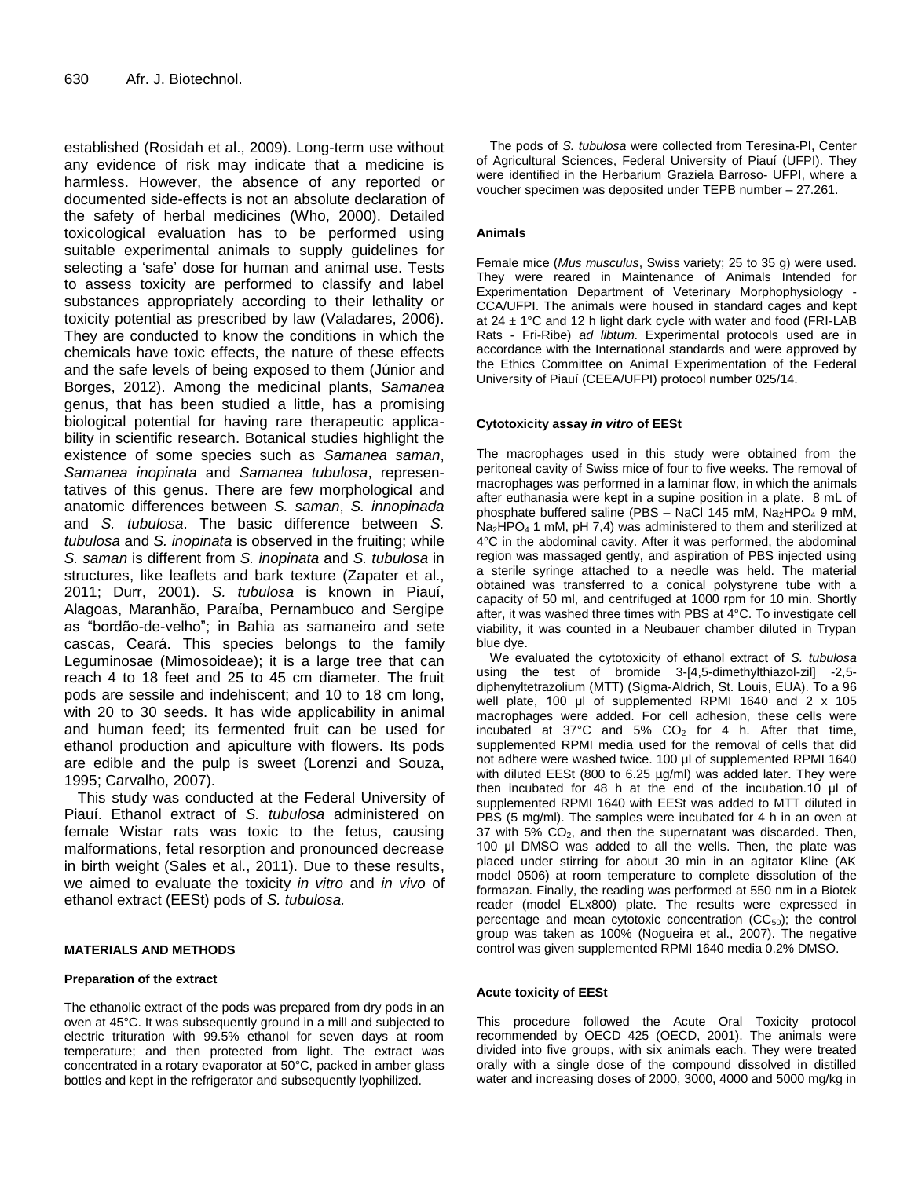established (Rosidah et al., 2009). Long-term use without any evidence of risk may indicate that a medicine is harmless. However, the absence of any reported or documented side-effects is not an absolute declaration of the safety of herbal medicines (Who, 2000). Detailed toxicological evaluation has to be performed using suitable experimental animals to supply guidelines for selecting a 'safe' dose for human and animal use. Tests to assess toxicity are performed to classify and label substances appropriately according to their lethality or toxicity potential as prescribed by law (Valadares, 2006). They are conducted to know the conditions in which the chemicals have toxic effects, the nature of these effects and the safe levels of being exposed to them (Júnior and Borges, 2012). Among the medicinal plants, *Samanea* genus, that has been studied a little, has a promising biological potential for having rare therapeutic applicability in scientific research. Botanical studies highlight the existence of some species such as *Samanea saman*, *Samanea inopinata* and *Samanea tubulosa*, representatives of this genus. There are few morphological and anatomic differences between *S. saman*, *S. innopinada* and *S. tubulosa*. The basic difference between *S. tubulosa* and *S. inopinata* is observed in the fruiting; while *S. saman* is different from *S. inopinata* and *S. tubulosa* in structures, like leaflets and bark texture (Zapater et al., 2011; Durr, 2001). *S. tubulosa* is known in Piauí, Alagoas, Maranhão, Paraíba, Pernambuco and Sergipe as "bordão-de-velho"; in Bahia as samaneiro and sete cascas, Ceará. This species belongs to the family Leguminosae (Mimosoideae); it is a large tree that can reach 4 to 18 feet and 25 to 45 cm diameter. The fruit pods are sessile and indehiscent; and 10 to 18 cm long, with 20 to 30 seeds. It has wide applicability in animal and human feed; its fermented fruit can be used for ethanol production and apiculture with flowers. Its pods are edible and the pulp is sweet (Lorenzi and Souza, 1995; Carvalho, 2007).

This study was conducted at the Federal University of Piauí. Ethanol extract of *S. tubulosa* administered on female Wistar rats was toxic to the fetus, causing malformations, fetal resorption and pronounced decrease in birth weight (Sales et al., 2011). Due to these results, we aimed to evaluate the toxicity *in vitro* and *in vivo* of ethanol extract (EESt) pods of *S. tubulosa.*

## MATERIALS AND METHODS

### Preparation of the extract

The ethanolic extract of the pods was prepared from dry pods in an oven at 45°C. It was subsequently ground in a mill and subjected to electric trituration with 99.5% ethanol for seven days at room temperature; and then protected from light. The extract was concentrated in a rotary evaporator at 50°C, packed in amber glass bottles and kept in the refrigerator and subsequently lyophilized.

The pods of *S. tubulosa* were collected from Teresina-PI, Center of Agricultural Sciences, Federal University of Piauí (UFPI). They were identified in the Herbarium Graziela Barroso- UFPI, where a voucher specimen was deposited under TEPB number – 27.261.

### Animals

Female mice (*Mus musculus*, Swiss variety; 25 to 35 g) were used. They were reared in Maintenance of Animals Intended for Experimentation Department of Veterinary Morphophysiology - CCA/UFPI. The animals were housed in standard cages and kept at 24 ± 1°C and 12 h light dark cycle with water and food (FRI-LAB Rats - Fri-Ribe) *ad libtum*. Experimental protocols used are in accordance with the International standards and were approved by the Ethics Committee on Animal Experimentation of the Federal University of Piauí (CEEA/UFPI) protocol number 025/14.

### Cytotoxicity assay *in vitro* of EESt

The macrophages used in this study were obtained from the peritoneal cavity of Swiss mice of four to five weeks. The removal of macrophages was performed in a laminar flow, in which the animals after euthanasia were kept in a supine position in a plate. 8 mL of phosphate buffered saline (PBS – NaCl 145 mM, $Na_2HPO_4$ 9 mM, $Na_2HPO_4$ 1 mM, pH 7,4) was administered to them and sterilized at 4°C in the abdominal cavity. After it was performed, the abdominal region was massaged gently, and aspiration of PBS injected using a sterile syringe attached to a needle was held. The material obtained was transferred to a conical polystyrene tube with a capacity of 50 ml, and centrifuged at 1000 rpm for 10 min. Shortly after, it was washed three times with PBS at 4°C. To investigate cell viability, it was counted in a Neubauer chamber diluted in Trypan blue dye.

We evaluated the cytotoxicity of ethanol extract of *S. tubulosa* using the test of bromide 3-[4,5-dimethylthiazol-zil] -2,5-diphenyltetrazolium (MTT) (Sigma-Aldrich, St. Louis, EUA). To a 96 well plate, 100 µl of supplemented RPMI 1640 and 2 x 105 macrophages were added. For cell adhesion, these cells were incubated at 37°C and 5% $CO_2$ for 4 h. After that time, supplemented RPMI media used for the removal of cells that did not adhere were washed twice. 100 µl of supplemented RPMI 1640 with diluted EESt (800 to 6.25 µg/ml) was added later. They were then incubated for 48 h at the end of the incubation.10 µl of supplemented RPMI 1640 with EESt was added to MTT diluted in PBS (5 mg/ml). The samples were incubated for 4 h in an oven at 37 with 5% $CO_2$, and then the supernatant was discarded. Then, 100 µl DMSO was added to all the wells. Then, the plate was placed under stirring for about 30 min in an agitator Kline (AK model 0506) at room temperature to complete dissolution of the formazan. Finally, the reading was performed at 550 nm in a Biotek reader (model ELx800) plate. The results were expressed in percentage and mean cytotoxic concentration ($CC_{50}$); the control group was taken as 100% (Nogueira et al., 2007). The negative control was given supplemented RPMI 1640 media 0.2% DMSO.

### Acute toxicity of EESt

This procedure followed the Acute Oral Toxicity protocol recommended by OECD 425 (OECD, 2001). The animals were divided into five groups, with six animals each. They were treated orally with a single dose of the compound dissolved in distilled water and increasing doses of 2000, 3000, 4000 and 5000 mg/kg in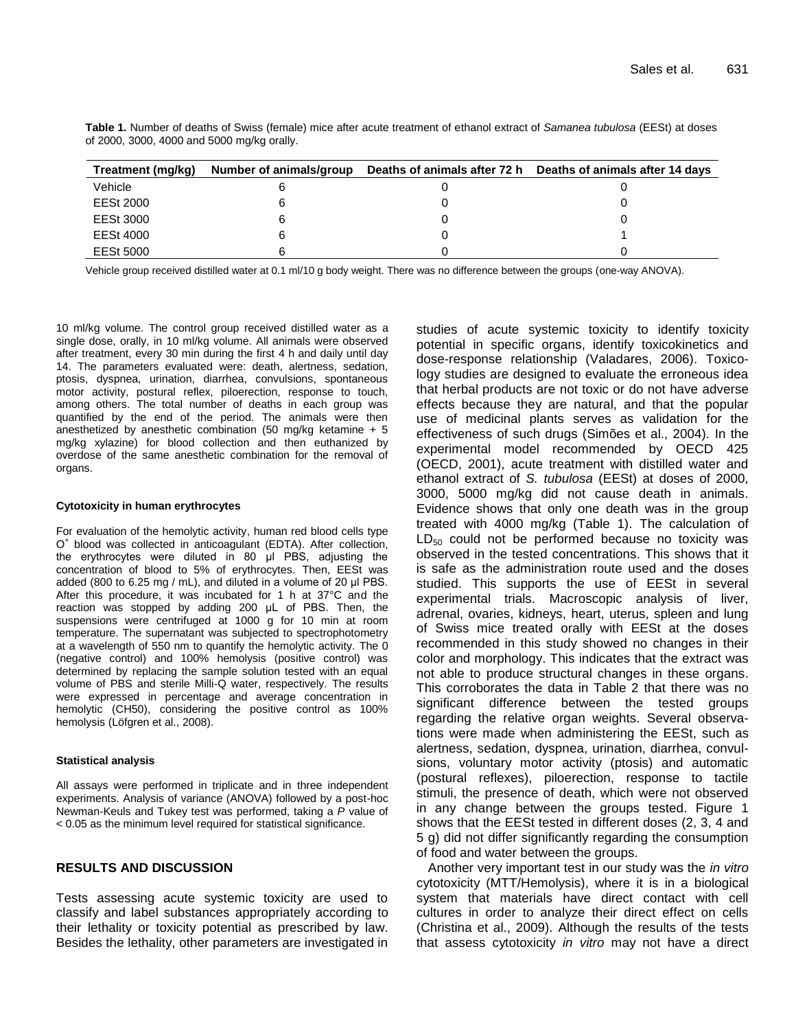**Table 1.** Number of deaths of Swiss (female) mice after acute treatment of ethanol extract of *Samanea tubulosa* (EESt) at doses of 2000, 3000, 4000 and 5000 mg/kg orally.

| Treatment (mg/kg) | Number of animals/group | Deaths of animals after 72 h | Deaths of animals after 14 days |
|---|---|---|---|
| Vehicle | 6 | 0 | 0 |
| EESt 2000 | 6 | 0 | 0 |
| EESt 3000 | 6 | 0 | 0 |
| EESt 4000 | 6 | 0 | 1 |
| EESt 5000 | 6 | 0 | 0 |

Vehicle group received distilled water at 0.1 ml/10 g body weight. There was no difference between the groups (one-way ANOVA).

10 ml/kg volume. The control group received distilled water as a single dose, orally, in 10 ml/kg volume. All animals were observed after treatment, every 30 min during the first 4 h and daily until day 14. The parameters evaluated were: death, alertness, sedation, ptosis, dyspnea, urination, diarrhea, convulsions, spontaneous motor activity, postural reflex, piloerection, response to touch, among others. The total number of deaths in each group was quantified by the end of the period. The animals were then anesthetized by anesthetic combination (50 mg/kg ketamine + 5 mg/kg xylazine) for blood collection and then euthanized by overdose of the same anesthetic combination for the removal of organs.

#### Cytotoxicity in human erythrocytes

For evaluation of the hemolytic activity, human red blood cells type $O^+$ blood was collected in anticoagulant (EDTA). After collection, the erythrocytes were diluted in 80 µl PBS, adjusting the concentration of blood to 5% of erythrocytes. Then, EESt was added (800 to 6.25 mg / mL), and diluted in a volume of 20 µl PBS. After this procedure, it was incubated for 1 h at 37°C and the reaction was stopped by adding 200 µL of PBS. Then, the suspensions were centrifuged at 1000 g for 10 min at room temperature. The supernatant was subjected to spectrophotometry at a wavelength of 550 nm to quantify the hemolytic activity. The 0 (negative control) and 100% hemolysis (positive control) was determined by replacing the sample solution tested with an equal volume of PBS and sterile Milli-Q water, respectively. The results were expressed in percentage and average concentration in hemolytic (CH50), considering the positive control as 100% hemolysis (Löfgren et al., 2008).

#### Statistical analysis

All assays were performed in triplicate and in three independent experiments. Analysis of variance (ANOVA) followed by a post-hoc Newman-Keuls and Tukey test was performed, taking a *P* value of < 0.05 as the minimum level required for statistical significance.

## RESULTS AND DISCUSSION

Tests assessing acute systemic toxicity are used to classify and label substances appropriately according to their lethality or toxicity potential as prescribed by law. Besides the lethality, other parameters are investigated in studies of acute systemic toxicity to identify toxicity potential in specific organs, identify toxicokinetics and dose-response relationship (Valadares, 2006). Toxicology studies are designed to evaluate the erroneous idea that herbal products are not toxic or do not have adverse effects because they are natural, and that the popular use of medicinal plants serves as validation for the effectiveness of such drugs (Simões et al., 2004). In the experimental model recommended by OECD 425 (OECD, 2001), acute treatment with distilled water and ethanol extract of *S. tubulosa* (EESt) at doses of 2000, 3000, 5000 mg/kg did not cause death in animals. Evidence shows that only one death was in the group treated with 4000 mg/kg (Table 1). The calculation of $LD_{50}$ could not be performed because no toxicity was observed in the tested concentrations. This shows that it is safe as the administration route used and the doses studied. This supports the use of EESt in several experimental trials. Macroscopic analysis of liver, adrenal, ovaries, kidneys, heart, uterus, spleen and lung of Swiss mice treated orally with EESt at the doses recommended in this study showed no changes in their color and morphology. This indicates that the extract was not able to produce structural changes in these organs. This corroborates the data in Table 2 that there was no significant difference between the tested groups regarding the relative organ weights. Several observations were made when administering the EESt, such as alertness, sedation, dyspnea, urination, diarrhea, convulsions, voluntary motor activity (ptosis) and automatic (postural reflexes), piloerection, response to tactile stimuli, the presence of death, which were not observed in any change between the groups tested. Figure 1 shows that the EESt tested in different doses (2, 3, 4 and 5 g) did not differ significantly regarding the consumption of food and water between the groups.

Another very important test in our study was the *in vitro* cytotoxicity (MTT/Hemolysis), where it is in a biological system that materials have direct contact with cell cultures in order to analyze their direct effect on cells (Christina et al., 2009). Although the results of the tests that assess cytotoxicity *in vitro* may not have a direct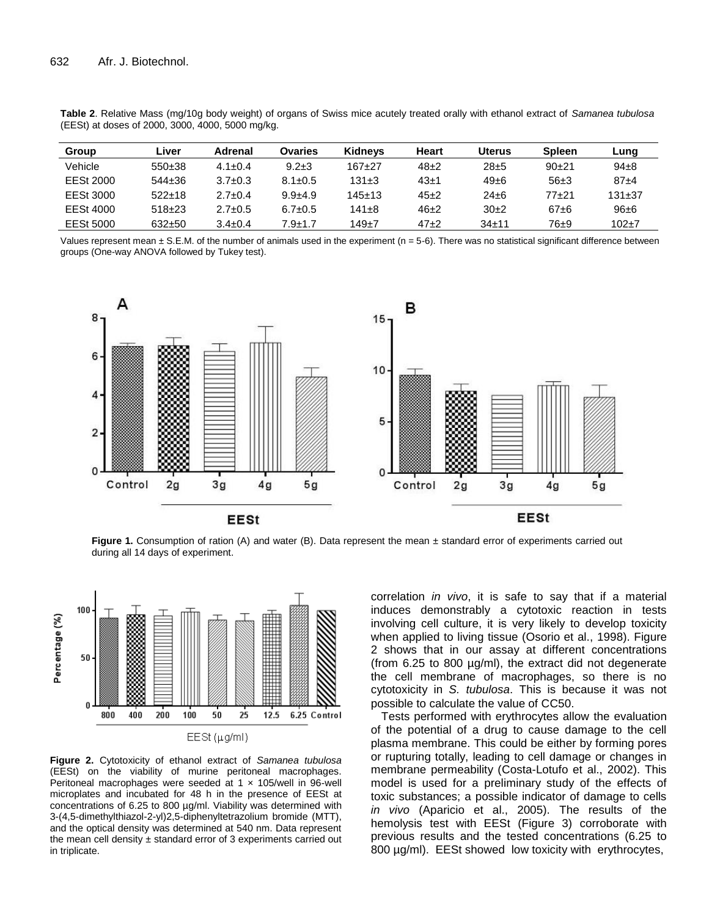**Table 2**. Relative Mass (mg/10g body weight) of organs of Swiss mice acutely treated orally with ethanol extract of *Samanea tubulosa* (EESt) at doses of 2000, 3000, 4000, 5000 mg/kg.

| Group | Liver | Adrenal | Ovaries | Kidneys | Heart | Uterus | Spleen | Lung |
|---|---|---|---|---|---|---|---|---|
| Vehicle | 550±38 | 4.1±0.4 | 9.2±3 | 167±27 | 48±2 | 28±5 | 90±21 | 94±8 |
| EESt 2000 | 544±36 | 3.7±0.3 | 8.1±0.5 | 131±3 | 43±1 | 49±6 | 56±3 | 87±4 |
| EESt 3000 | 522±18 | 2.7±0.4 | 9.9±4.9 | 145±13 | 45±2 | 24±6 | 77±21 | 131±37 |
| EESt 4000 | 518±23 | 2.7±0.5 | 6.7±0.5 | 141±8 | 46±2 | 30±2 | 67±6 | 96±6 |
| EESt 5000 | 632±50 | 3.4±0.4 | 7.9±1.7 | 149±7 | 47±2 | 34±11 | 76±9 | 102±7 |

Values represent mean ± S.E.M. of the number of animals used in the experiment (n = 5-6). There was no statistical significant difference between groups (One-way ANOVA followed by Tukey test).

**Figure 1.** Consumption of ration (A) and water (B). Data represent the mean ± standard error of experiments carried out during all 14 days of experiment.

**Figure 2.** Cytotoxicity of ethanol extract of *Samanea tubulosa* (EESt) on the viability of murine peritoneal macrophages. Peritoneal macrophages were seeded at 1 × 105/well in 96-well microplates and incubated for 48 h in the presence of EESt at concentrations of 6.25 to 800 µg/ml. Viability was determined with 3-(4,5-dimethylthiazol-2-yl)2,5-diphenyltetrazolium bromide (MTT), and the optical density was determined at 540 nm. Data represent the mean cell density ± standard error of 3 experiments carried out in triplicate.

correlation *in vivo*, it is safe to say that if a material induces demonstrably a cytotoxic reaction in tests involving cell culture, it is very likely to develop toxicity when applied to living tissue (Osorio et al., 1998). Figure 2 shows that in our assay at different concentrations (from 6.25 to 800 µg/ml), the extract did not degenerate the cell membrane of macrophages, so there is no cytotoxicity in *S. tubulosa*. This is because it was not possible to calculate the value of CC50.

Tests performed with erythrocytes allow the evaluation of the potential of a drug to cause damage to the cell plasma membrane. This could be either by forming pores or rupturing totally, leading to cell damage or changes in membrane permeability (Costa-Lotufo et al., 2002). This model is used for a preliminary study of the effects of toxic substances; a possible indicator of damage to cells *in vivo* (Aparicio et al., 2005). The results of the hemolysis test with EESt (Figure 3) corroborate with previous results and the tested concentrations (6.25 to 800 µg/ml). EESt showed low toxicity with erythrocytes,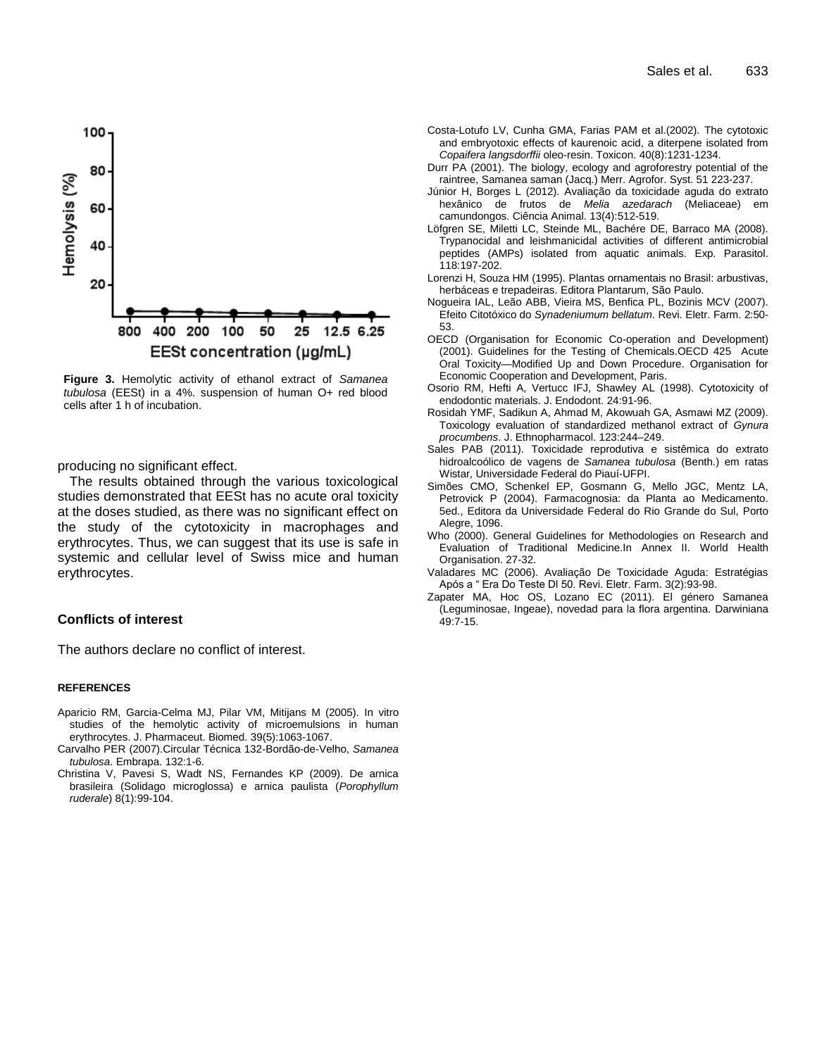Hemolysis (%)

100
80
60
40
20

800 400 200 100 50 25 12.5 6.25

EESt concentration (µg/mL)

**Figure 3.** Hemolytic activity of ethanol extract of *Samanea tubulosa* (EESt) in a 4%. suspension of human O+ red blood cells after 1 h of incubation.

producing no significant effect.

The results obtained through the various toxicological studies demonstrated that EESt has no acute oral toxicity at the doses studied, as there was no significant effect on the study of the cytotoxicity in macrophages and erythrocytes. Thus, we can suggest that its use is safe in systemic and cellular level of Swiss mice and human erythrocytes.

### Conflicts of interest

The authors declare no conflict of interest.

### REFERENCES

Aparicio RM, Garcia-Celma MJ, Pilar VM, Mitijans M (2005). In vitro studies of the hemolytic activity of microemulsions in human erythrocytes. J. Pharmaceut. Biomed. 39(5):1063-1067.

Carvalho PER (2007).Circular Técnica 132-Bordão-de-Velho, *Samanea tubulosa*. Embrapa. 132:1-6.

Christina V, Pavesi S, Wadt NS, Fernandes KP (2009). De arnica brasileira (Solidago microglossa) e arnica paulista (*Porophyllum ruderale*) 8(1):99-104.

Costa-Lotufo LV, Cunha GMA, Farias PAM et al.(2002). The cytotoxic and embryotoxic effects of kaurenoic acid, a diterpene isolated from *Copaifera langsdorffii* oleo-resin. Toxicon. 40(8):1231-1234.

Durr PA (2001). The biology, ecology and agroforestry potential of the raintree, Samanea saman (Jacq.) Merr. Agrofor. Syst. 51 223-237.

Júnior H, Borges L (2012). Avaliação da toxicidade aguda do extrato hexânico de frutos de *Melia azedarach* (Meliaceae) em camundongos. Ciência Animal. 13(4):512-519.

Löfgren SE, Miletti LC, Steinde ML, Bachére DE, Barraco MA (2008). Trypanocidal and leishmanicidal activities of different antimicrobial peptides (AMPs) isolated from aquatic animals. Exp. Parasitol. 118:197-202.

Lorenzi H, Souza HM (1995). Plantas ornamentais no Brasil: arbustivas, herbáceas e trepadeiras. Editora Plantarum, São Paulo.

Nogueira IAL, Leão ABB, Vieira MS, Benfica PL, Bozinis MCV (2007). Efeito Citotóxico do *Synadeniumum bellatum*. Revi. Eletr. Farm. 2:50-53.

OECD (Organisation for Economic Co-operation and Development) (2001). Guidelines for the Testing of Chemicals.OECD 425 Acute Oral Toxicity—Modified Up and Down Procedure. Organisation for Economic Cooperation and Development, Paris.

Osorio RM, Hefti A, Vertucc IFJ, Shawley AL (1998). Cytotoxicity of endodontic materials. J. Endodont. 24:91-96.

Rosidah YMF, Sadikun A, Ahmad M, Akowuah GA, Asmawi MZ (2009). Toxicology evaluation of standardized methanol extract of *Gynura procumbens*. J. Ethnopharmacol. 123:244–249.

Sales PAB (2011). Toxicidade reprodutiva e sistêmica do extrato hidroalcoólico de vagens de *Samanea tubulosa* (Benth.) em ratas Wistar, Universidade Federal do Piauí-UFPI.

Simões CMO, Schenkel EP, Gosmann G, Mello JGC, Mentz LA, Petrovick P (2004). Farmacognosia: da Planta ao Medicamento. 5ed., Editora da Universidade Federal do Rio Grande do Sul, Porto Alegre, 1096.

Who (2000). General Guidelines for Methodologies on Research and Evaluation of Traditional Medicine.In Annex II. World Health Organisation. 27-32.

Valadares MC (2006). Avaliação De Toxicidade Aguda: Estratégias Após a " Era Do Teste Dl 50. Revi. Eletr. Farm. 3(2):93-98.

Zapater MA, Hoc OS, Lozano EC (2011). El género Samanea (Leguminosae, Ingeae), novedad para la flora argentina. Darwiniana 49:7-15.